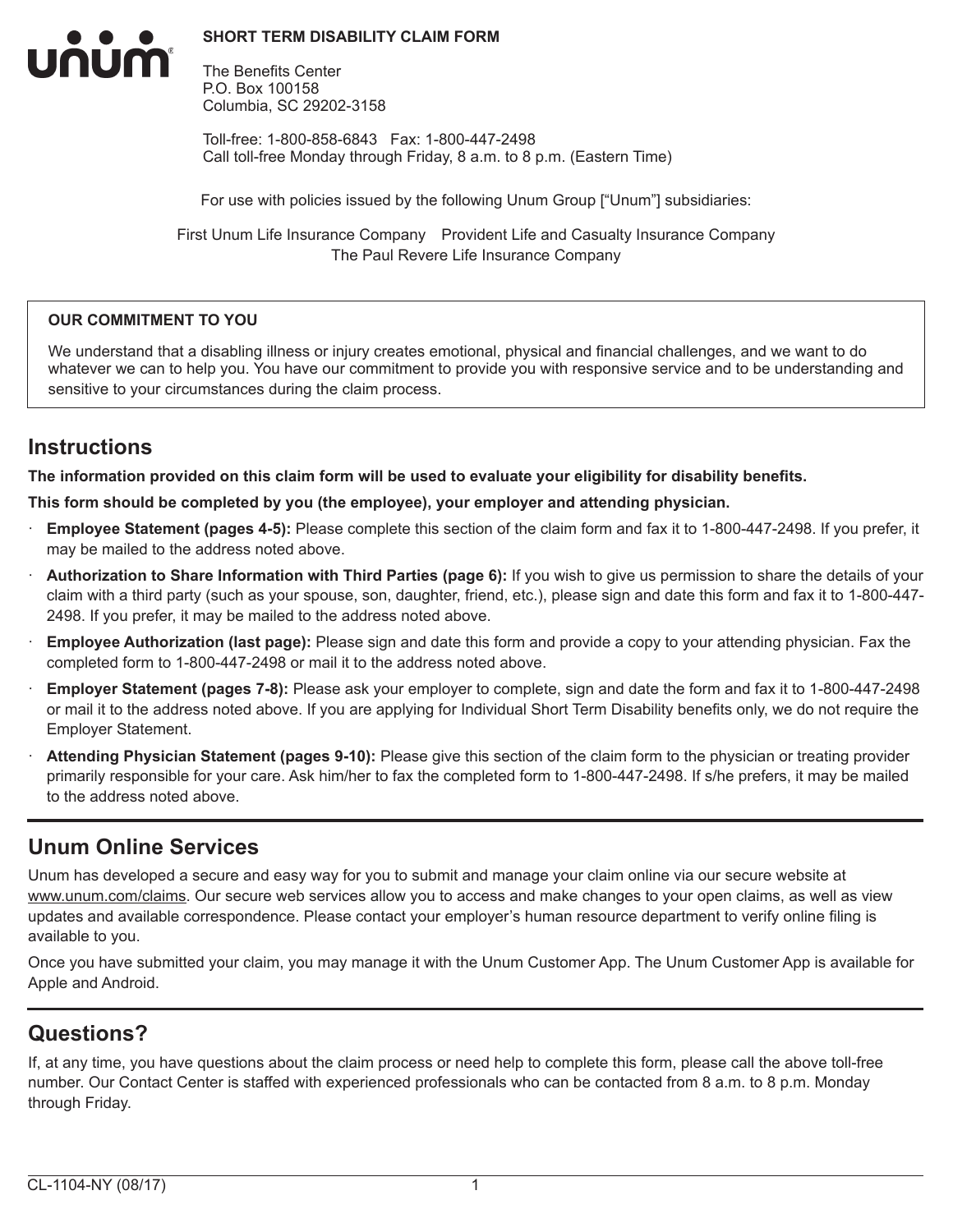**SHORT TERM DISABILITY CLAIM FORM**

The Benefits Center
P.O. Box 100158
Columbia, SC 29202-3158

Toll-free: 1-800-858-6843 Fax: 1-800-447-2498
Call toll-free Monday through Friday, 8 a.m. to 8 p.m. (Eastern Time)

For use with policies issued by the following Unum Group ["Unum"] subsidiaries:

First Unum Life Insurance Company Provident Life and Casualty Insurance Company
The Paul Revere Life Insurance Company

**OUR COMMITMENT TO YOU**

We understand that a disabling illness or injury creates emotional, physical and financial challenges, and we want to do whatever we can to help you. You have our commitment to provide you with responsive service and to be understanding and sensitive to your circumstances during the claim process.

## Instructions

**The information provided on this claim form will be used to evaluate your eligibility for disability benefits.**

**This form should be completed by you (the employee), your employer and attending physician.**

- **Employee Statement (pages 4-5):** Please complete this section of the claim form and fax it to 1-800-447-2498. If you prefer, it may be mailed to the address noted above.
- **Authorization to Share Information with Third Parties (page 6):** If you wish to give us permission to share the details of your claim with a third party (such as your spouse, son, daughter, friend, etc.), please sign and date this form and fax it to 1-800-447-2498. If you prefer, it may be mailed to the address noted above.
- **Employee Authorization (last page):** Please sign and date this form and provide a copy to your attending physician. Fax the completed form to 1-800-447-2498 or mail it to the address noted above.
- **Employer Statement (pages 7-8):** Please ask your employer to complete, sign and date the form and fax it to 1-800-447-2498 or mail it to the address noted above. If you are applying for Individual Short Term Disability benefits only, we do not require the Employer Statement.
- **Attending Physician Statement (pages 9-10):** Please give this section of the claim form to the physician or treating provider primarily responsible for your care. Ask him/her to fax the completed form to 1-800-447-2498. If s/he prefers, it may be mailed to the address noted above.

## Unum Online Services

Unum has developed a secure and easy way for you to submit and manage your claim online via our secure website at www.unum.com/claims. Our secure web services allow you to access and make changes to your open claims, as well as view updates and available correspondence. Please contact your employer's human resource department to verify online filing is available to you.

Once you have submitted your claim, you may manage it with the Unum Customer App. The Unum Customer App is available for Apple and Android.

## Questions?

If, at any time, you have questions about the claim process or need help to complete this form, please call the above toll-free number. Our Contact Center is staffed with experienced professionals who can be contacted from 8 a.m. to 8 p.m. Monday through Friday.

CL-1104-NY (08/17)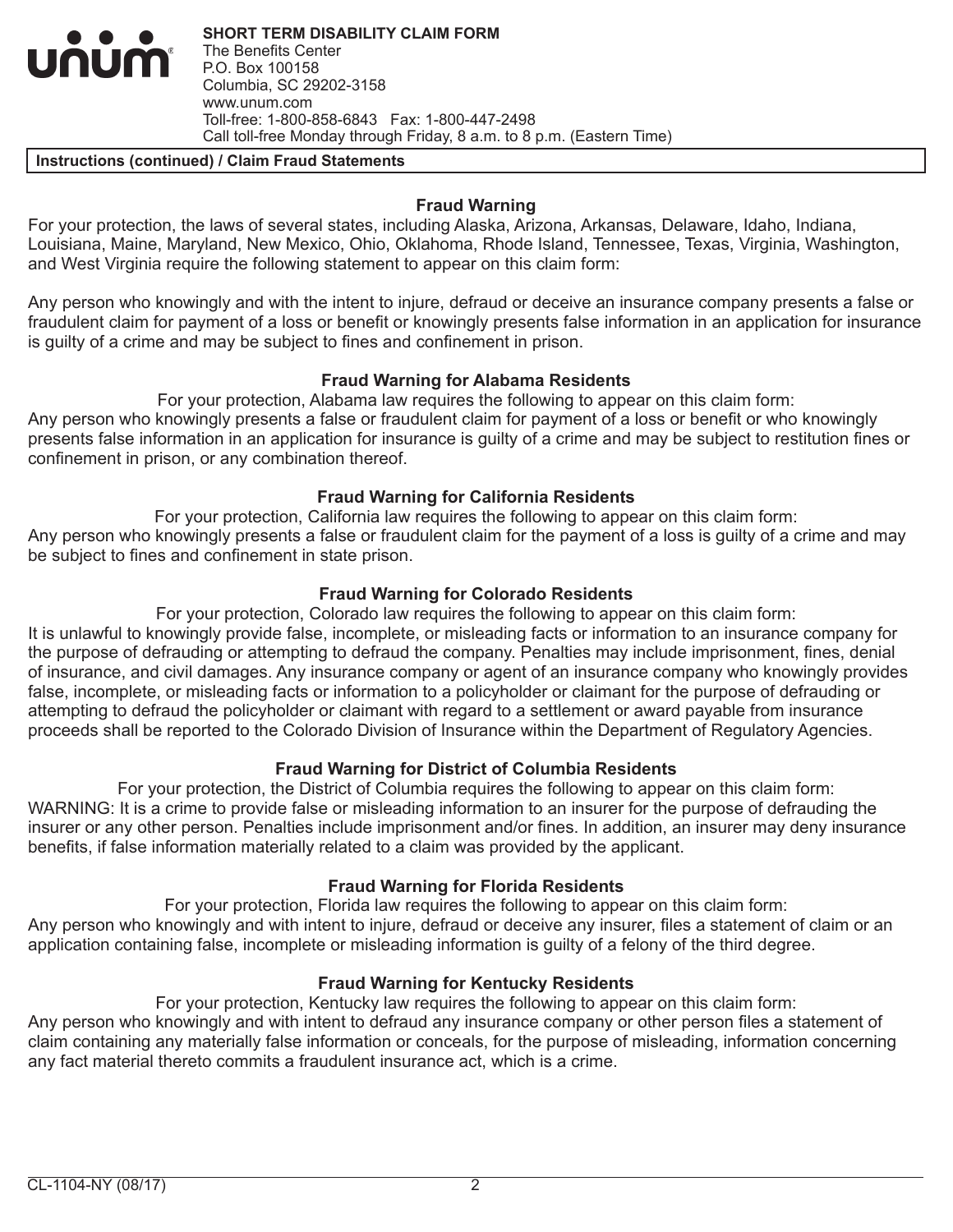**SHORT TERM DISABILITY CLAIM FORM**
The Benefits Center
P.O. Box 100158
Columbia, SC 29202-3158
www.unum.com
Toll-free: 1-800-858-6843 Fax: 1-800-447-2498
Call toll-free Monday through Friday, 8 a.m. to 8 p.m. (Eastern Time)

**Instructions (continued) / Claim Fraud Statements**

### Fraud Warning

For your protection, the laws of several states, including Alaska, Arizona, Arkansas, Delaware, Idaho, Indiana, Louisiana, Maine, Maryland, New Mexico, Ohio, Oklahoma, Rhode Island, Tennessee, Texas, Virginia, Washington, and West Virginia require the following statement to appear on this claim form:

Any person who knowingly and with the intent to injure, defraud or deceive an insurance company presents a false or fraudulent claim for payment of a loss or benefit or knowingly presents false information in an application for insurance is guilty of a crime and may be subject to fines and confinement in prison.

### Fraud Warning for Alabama Residents

For your protection, Alabama law requires the following to appear on this claim form:
Any person who knowingly presents a false or fraudulent claim for payment of a loss or benefit or who knowingly presents false information in an application for insurance is guilty of a crime and may be subject to restitution fines or confinement in prison, or any combination thereof.

### Fraud Warning for California Residents

For your protection, California law requires the following to appear on this claim form:
Any person who knowingly presents a false or fraudulent claim for the payment of a loss is guilty of a crime and may be subject to fines and confinement in state prison.

### Fraud Warning for Colorado Residents

For your protection, Colorado law requires the following to appear on this claim form:
It is unlawful to knowingly provide false, incomplete, or misleading facts or information to an insurance company for the purpose of defrauding or attempting to defraud the company. Penalties may include imprisonment, fines, denial of insurance, and civil damages. Any insurance company or agent of an insurance company who knowingly provides false, incomplete, or misleading facts or information to a policyholder or claimant for the purpose of defrauding or attempting to defraud the policyholder or claimant with regard to a settlement or award payable from insurance proceeds shall be reported to the Colorado Division of Insurance within the Department of Regulatory Agencies.

### Fraud Warning for District of Columbia Residents

For your protection, the District of Columbia requires the following to appear on this claim form:
WARNING: It is a crime to provide false or misleading information to an insurer for the purpose of defrauding the insurer or any other person. Penalties include imprisonment and/or fines. In addition, an insurer may deny insurance benefits, if false information materially related to a claim was provided by the applicant.

### Fraud Warning for Florida Residents

For your protection, Florida law requires the following to appear on this claim form:
Any person who knowingly and with intent to injure, defraud or deceive any insurer, files a statement of claim or an application containing false, incomplete or misleading information is guilty of a felony of the third degree.

### Fraud Warning for Kentucky Residents

For your protection, Kentucky law requires the following to appear on this claim form:
Any person who knowingly and with intent to defraud any insurance company or other person files a statement of claim containing any materially false information or conceals, for the purpose of misleading, information concerning any fact material thereto commits a fraudulent insurance act, which is a crime.

CL-1104-NY (08/17)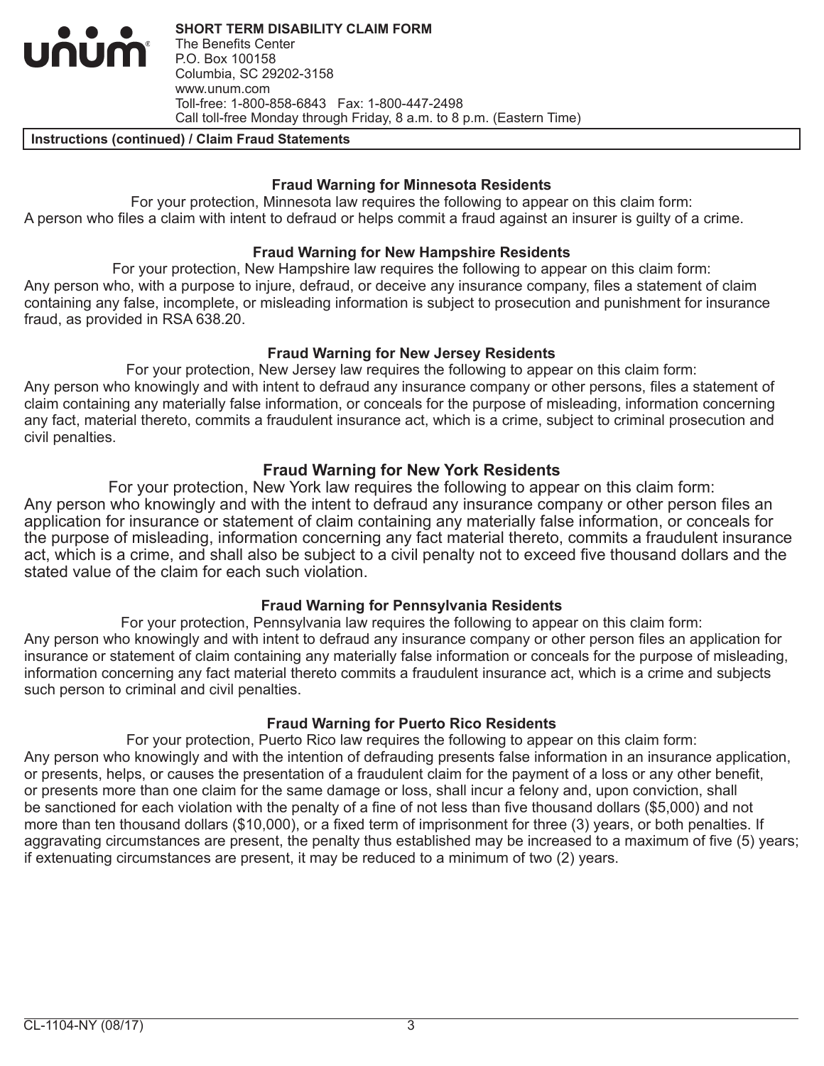**SHORT TERM DISABILITY CLAIM FORM**
The Benefits Center
P.O. Box 100158
Columbia, SC 29202-3158
www.unum.com
Toll-free: 1-800-858-6843 Fax: 1-800-447-2498
Call toll-free Monday through Friday, 8 a.m. to 8 p.m. (Eastern Time)

**Instructions (continued) / Claim Fraud Statements**

### Fraud Warning for Minnesota Residents

For your protection, Minnesota law requires the following to appear on this claim form:
A person who files a claim with intent to defraud or helps commit a fraud against an insurer is guilty of a crime.

### Fraud Warning for New Hampshire Residents

For your protection, New Hampshire law requires the following to appear on this claim form:
Any person who, with a purpose to injure, defraud, or deceive any insurance company, files a statement of claim containing any false, incomplete, or misleading information is subject to prosecution and punishment for insurance fraud, as provided in RSA 638.20.

### Fraud Warning for New Jersey Residents

For your protection, New Jersey law requires the following to appear on this claim form:
Any person who knowingly and with intent to defraud any insurance company or other persons, files a statement of claim containing any materially false information, or conceals for the purpose of misleading, information concerning any fact, material thereto, commits a fraudulent insurance act, which is a crime, subject to criminal prosecution and civil penalties.

### Fraud Warning for New York Residents

For your protection, New York law requires the following to appear on this claim form:
Any person who knowingly and with the intent to defraud any insurance company or other person files an application for insurance or statement of claim containing any materially false information, or conceals for the purpose of misleading, information concerning any fact material thereto, commits a fraudulent insurance act, which is a crime, and shall also be subject to a civil penalty not to exceed five thousand dollars and the stated value of the claim for each such violation.

### Fraud Warning for Pennsylvania Residents

For your protection, Pennsylvania law requires the following to appear on this claim form:
Any person who knowingly and with intent to defraud any insurance company or other person files an application for insurance or statement of claim containing any materially false information or conceals for the purpose of misleading, information concerning any fact material thereto commits a fraudulent insurance act, which is a crime and subjects such person to criminal and civil penalties.

### Fraud Warning for Puerto Rico Residents

For your protection, Puerto Rico law requires the following to appear on this claim form:
Any person who knowingly and with the intention of defrauding presents false information in an insurance application, or presents, helps, or causes the presentation of a fraudulent claim for the payment of a loss or any other benefit, or presents more than one claim for the same damage or loss, shall incur a felony and, upon conviction, shall be sanctioned for each violation with the penalty of a fine of not less than five thousand dollars ($5,000) and not more than ten thousand dollars ($10,000), or a fixed term of imprisonment for three (3) years, or both penalties. If aggravating circumstances are present, the penalty thus established may be increased to a maximum of five (5) years; if extenuating circumstances are present, it may be reduced to a minimum of two (2) years.

CL-1104-NY (08/17)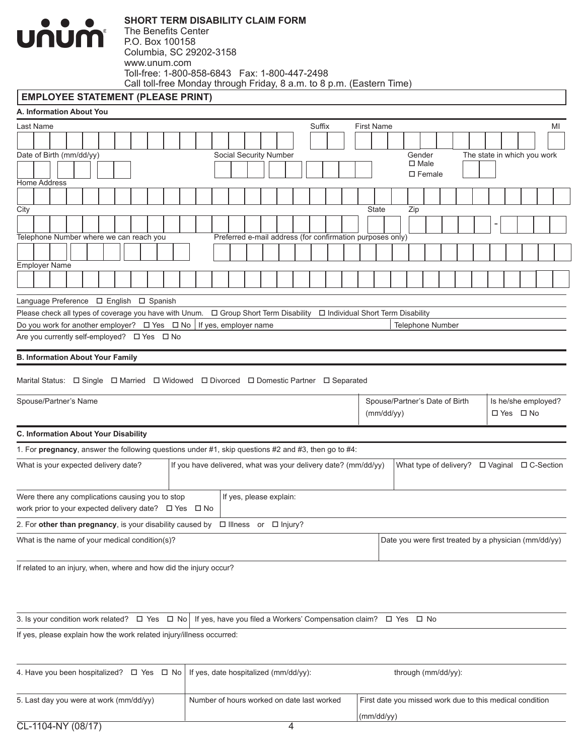# SHORT TERM DISABILITY CLAIM FORM

The Benefits Center
P.O. Box 100158
Columbia, SC 29202-3158
www.unum.com
Toll-free: 1-800-858-6843 Fax: 1-800-447-2498
Call toll-free Monday through Friday, 8 a.m. to 8 p.m. (Eastern Time)

## EMPLOYEE STATEMENT (PLEASE PRINT)

### A. Information About You

| Last Name | Suffix | First Name | MI |
|---|---|---|---|
| | | | |

| Date of Birth (mm/dd/yy) | Social Security Number | Gender ☐ Male ☐ Female | The state in which you work |
|---|---|---|---|
| | | | |

Home Address

| City | State | Zip |
|---|---|---|
| | | - |

| Telephone Number where we can reach you | Preferred e-mail address (for confirmation purposes only) |
|---|---|
| | |

Employer Name

Language Preference ☐ English ☐ Spanish

Please check all types of coverage you have with Unum. ☐ Group Short Term Disability ☐ Individual Short Term Disability

| Do you work for another employer? ☐ Yes ☐ No | If yes, employer name | Telephone Number |
|---|---|---|

Are you currently self-employed? ☐ Yes ☐ No

### B. Information About Your Family

Marital Status: ☐ Single ☐ Married ☐ Widowed ☐ Divorced ☐ Domestic Partner ☐ Separated

| Spouse/Partner's Name | Spouse/Partner's Date of Birth (mm/dd/yy) | Is he/she employed? ☐ Yes ☐ No |
|---|---|---|
| | | |

### C. Information About Your Disability

1. For **pregnancy**, answer the following questions under #1, skip questions #2 and #3, then go to #4:

| What is your expected delivery date? | If you have delivered, what was your delivery date? (mm/dd/yy) | What type of delivery? ☐ Vaginal ☐ C-Section |
|---|---|---|
| | | |

| Were there any complications causing you to stop work prior to your expected delivery date? ☐ Yes ☐ No | If yes, please explain: |
|---|---|

2. For **other than pregnancy**, is your disability caused by ☐ Illness or ☐ Injury?

| What is the name of your medical condition(s)? | Date you were first treated by a physician (mm/dd/yy) |
|---|---|
| | |

If related to an injury, when, where and how did the injury occur?

| 3. Is your condition work related? ☐ Yes ☐ No | If yes, have you filed a Workers' Compensation claim? ☐ Yes ☐ No |
|---|---|

If yes, please explain how the work related injury/illness occurred:

| 4. Have you been hospitalized? ☐ Yes ☐ No | If yes, date hospitalized (mm/dd/yy): | through (mm/dd/yy): |
|---|---|---|
| | | |

| 5. Last day you were at work (mm/dd/yy) | Number of hours worked on date last worked | First date you missed work due to this medical condition (mm/dd/yy) |
|---|---|---|
| | | |

CL-1104-NY (08/17)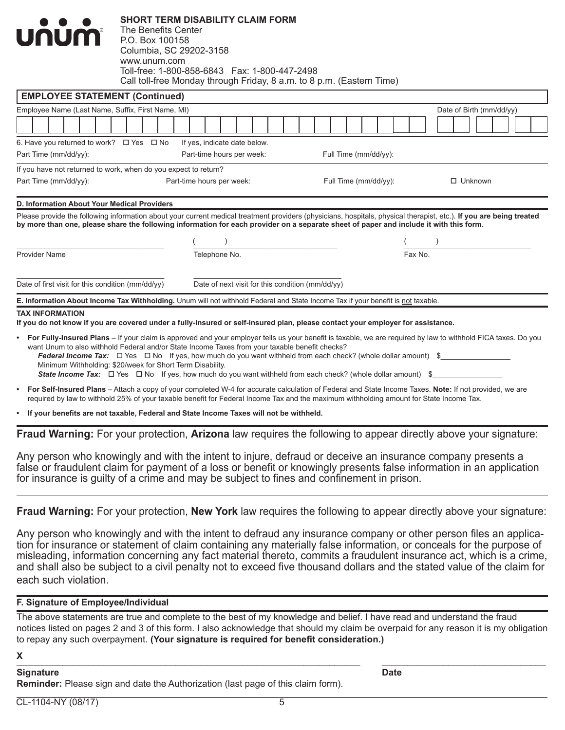**unum**

**SHORT TERM DISABILITY CLAIM FORM**
The Benefits Center
P.O. Box 100158
Columbia, SC 29202-3158
www.unum.com
Toll-free: 1-800-858-6843 Fax: 1-800-447-2498
Call toll-free Monday through Friday, 8 a.m. to 8 p.m. (Eastern Time)

## EMPLOYEE STATEMENT (Continued)

Employee Name (Last Name, Suffix, First Name, MI) ______________________ Date of Birth (mm/dd/yy) ______

6. Have you returned to work? ☐ Yes ☐ No If yes, indicate date below.

Part Time (mm/dd/yy): ______ Part-time hours per week: ______ Full Time (mm/dd/yy): ______

If you have not returned to work, when do you expect to return?

Part Time (mm/dd/yy): ______ Part-time hours per week: ______ Full Time (mm/dd/yy): ______ ☐ Unknown

### D. Information About Your Medical Providers

Please provide the following information about your current medical treatment providers (physicians, hospitals, physical therapist, etc.). **If you are being treated by more than one, please share the following information for each provider on a separate sheet of paper and include it with this form**.

Provider Name ______ Telephone No. ( ) ______ Fax No. ( ) ______

Date of first visit for this condition (mm/dd/yy) ______ Date of next visit for this condition (mm/dd/yy) ______

### E. Information About Income Tax Withholding.

Unum will not withhold Federal and State Income Tax if your benefit is not taxable.

**TAX INFORMATION**

**If you do not know if you are covered under a fully-insured or self-insured plan, please contact your employer for assistance.**

- **For Fully-Insured Plans** – If your claim is approved and your employer tells us your benefit is taxable, we are required by law to withhold FICA taxes. Do you want Unum to also withhold Federal and/or State Income Taxes from your taxable benefit checks?
  ***Federal Income Tax:*** ☐ Yes ☐ No If yes, how much do you want withheld from each check? (whole dollar amount) $______
  Minimum Withholding: $20/week for Short Term Disability.
  ***State Income Tax:*** ☐ Yes ☐ No If yes, how much do you want withheld from each check? (whole dollar amount) $______
- **For Self-Insured Plans** – Attach a copy of your completed W-4 for accurate calculation of Federal and State Income Taxes. **Note:** If not provided, we are required by law to withhold 25% of your taxable benefit for Federal Income Tax and the maximum withholding amount for State Income Tax.
- **If your benefits are not taxable, Federal and State Income Taxes will not be withheld.**

**Fraud Warning:** For your protection, **Arizona** law requires the following to appear directly above your signature:

Any person who knowingly and with the intent to injure, defraud or deceive an insurance company presents a false or fraudulent claim for payment of a loss or benefit or knowingly presents false information in an application for insurance is guilty of a crime and may be subject to fines and confinement in prison.

**Fraud Warning:** For your protection, **New York** law requires the following to appear directly above your signature:

Any person who knowingly and with the intent to defraud any insurance company or other person files an application for insurance or statement of claim containing any materially false information, or conceals for the purpose of misleading, information concerning any fact material thereto, commits a fraudulent insurance act, which is a crime, and shall also be subject to a civil penalty not to exceed five thousand dollars and the stated value of the claim for each such violation.

### F. Signature of Employee/Individual

The above statements are true and complete to the best of my knowledge and belief. I have read and understand the fraud notices listed on pages 2 and 3 of this form. I also acknowledge that should my claim be overpaid for any reason it is my obligation to repay any such overpayment. **(Your signature is required for benefit consideration.)**

**X** ______________________ ______________

**Signature** **Date**

**Reminder:** Please sign and date the Authorization (last page of this claim form).

CL-1104-NY (08/17)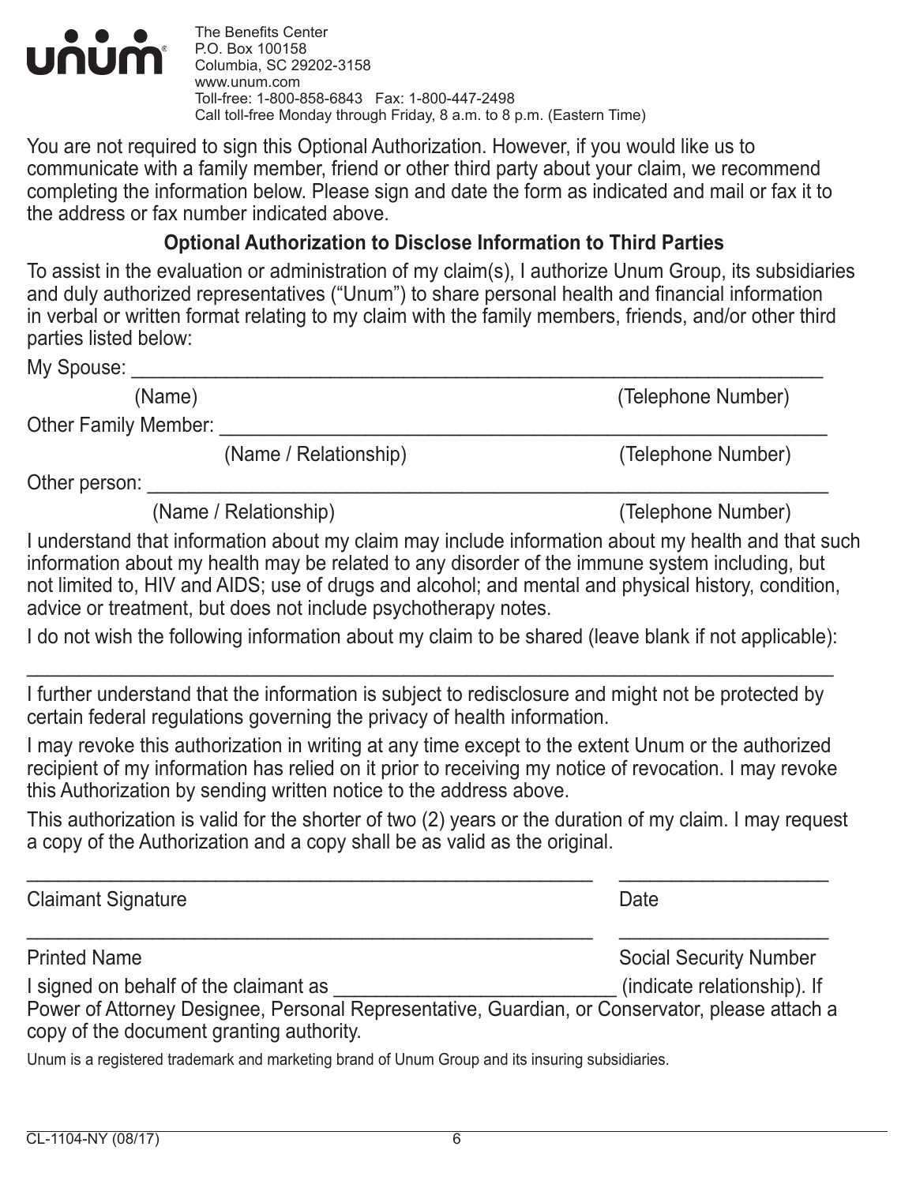unum®

The Benefits Center
P.O. Box 100158
Columbia, SC 29202-3158
www.unum.com
Toll-free: 1-800-858-6843 Fax: 1-800-447-2498
Call toll-free Monday through Friday, 8 a.m. to 8 p.m. (Eastern Time)

You are not required to sign this Optional Authorization. However, if you would like us to communicate with a family member, friend or other third party about your claim, we recommend completing the information below. Please sign and date the form as indicated and mail or fax it to the address or fax number indicated above.

## Optional Authorization to Disclose Information to Third Parties

To assist in the evaluation or administration of my claim(s), I authorize Unum Group, its subsidiaries and duly authorized representatives ("Unum") to share personal health and financial information in verbal or written format relating to my claim with the family members, friends, and/or other third parties listed below:

My Spouse: ______________________________________________________________________

(Name) (Telephone Number)

Other Family Member: ______________________________________________________________

(Name / Relationship) (Telephone Number)

Other person: ____________________________________________________________________

(Name / Relationship) (Telephone Number)

I understand that information about my claim may include information about my health and that such information about my health may be related to any disorder of the immune system including, but not limited to, HIV and AIDS; use of drugs and alcohol; and mental and physical history, condition, advice or treatment, but does not include psychotherapy notes.

I do not wish the following information about my claim to be shared (leave blank if not applicable):

__________________________________________________________________________________

I further understand that the information is subject to redisclosure and might not be protected by certain federal regulations governing the privacy of health information.

I may revoke this authorization in writing at any time except to the extent Unum or the authorized recipient of my information has relied on it prior to receiving my notice of revocation. I may revoke this Authorization by sending written notice to the address above.

This authorization is valid for the shorter of two (2) years or the duration of my claim. I may request a copy of the Authorization and a copy shall be as valid as the original.

_______________________________________________________ ____________________

Claimant Signature Date

_______________________________________________________ ____________________

Printed Name Social Security Number

I signed on behalf of the claimant as ___________________________ (indicate relationship). If Power of Attorney Designee, Personal Representative, Guardian, or Conservator, please attach a copy of the document granting authority.

Unum is a registered trademark and marketing brand of Unum Group and its insuring subsidiaries.

CL-1104-NY (08/17)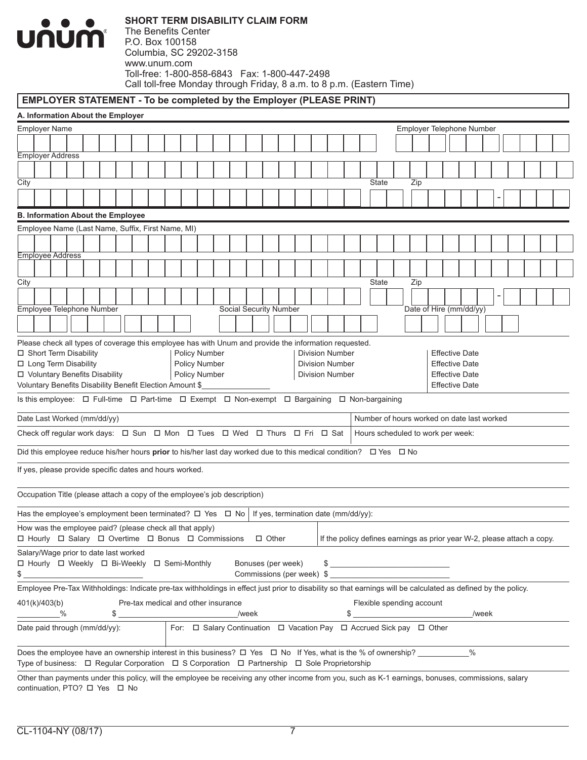unum®

**SHORT TERM DISABILITY CLAIM FORM**
The Benefits Center
P.O. Box 100158
Columbia, SC 29202-3158
www.unum.com
Toll-free: 1-800-858-6843 Fax: 1-800-447-2498
Call toll-free Monday through Friday, 8 a.m. to 8 p.m. (Eastern Time)

## EMPLOYER STATEMENT - To be completed by the Employer (PLEASE PRINT)

### A. Information About the Employer

Employer Name | Employer Telephone Number

Employer Address

City | State | Zip

### B. Information About the Employee

Employee Name (Last Name, Suffix, First Name, MI)

Employee Address

City | State | Zip

Employee Telephone Number | Social Security Number | Date of Hire (mm/dd/yy)

Please check all types of coverage this employee has with Unum and provide the information requested.

| Coverage | Policy Number | Division Number | Effective Date |
|---|---|---|---|
| ☐ Short Term Disability | Policy Number | Division Number | Effective Date |
| ☐ Long Term Disability | Policy Number | Division Number | Effective Date |
| ☐ Voluntary Benefits Disability | Policy Number | Division Number | Effective Date |
| Voluntary Benefits Disability Benefit Election Amount $________ | | | Effective Date |

Is this employee: ☐ Full-time ☐ Part-time ☐ Exempt ☐ Non-exempt ☐ Bargaining ☐ Non-bargaining

Date Last Worked (mm/dd/yy) | Number of hours worked on date last worked

Check off regular work days: ☐ Sun ☐ Mon ☐ Tues ☐ Wed ☐ Thurs ☐ Fri ☐ Sat | Hours scheduled to work per week:

Did this employee reduce his/her hours **prior** to his/her last day worked due to this medical condition? ☐ Yes ☐ No

If yes, please provide specific dates and hours worked.

Occupation Title (please attach a copy of the employee's job description)

Has the employee's employment been terminated? ☐ Yes ☐ No | If yes, termination date (mm/dd/yy):

How was the employee paid? (please check all that apply)
☐ Hourly ☐ Salary ☐ Overtime ☐ Bonus ☐ Commissions ☐ Other | If the policy defines earnings as prior year W-2, please attach a copy.

Salary/Wage prior to date last worked
☐ Hourly ☐ Weekly ☐ Bi-Weekly ☐ Semi-Monthly
$________________

Bonuses (per week) $________________
Commissions (per week) $________________

Employee Pre-Tax Withholdings: Indicate pre-tax withholdings in effect just prior to disability so that earnings will be calculated as defined by the policy.

401(k)/403(b) ________%
Pre-tax medical and other insurance $________________/week
Flexible spending account $________________/week

Date paid through (mm/dd/yy): | For: ☐ Salary Continuation ☐ Vacation Pay ☐ Accrued Sick pay ☐ Other

Does the employee have an ownership interest in this business? ☐ Yes ☐ No If Yes, what is the % of ownership? ________%
Type of business: ☐ Regular Corporation ☐ S Corporation ☐ Partnership ☐ Sole Proprietorship

Other than payments under this policy, will the employee be receiving any other income from you, such as K-1 earnings, bonuses, commissions, salary continuation, PTO? ☐ Yes ☐ No

CL-1104-NY (08/17)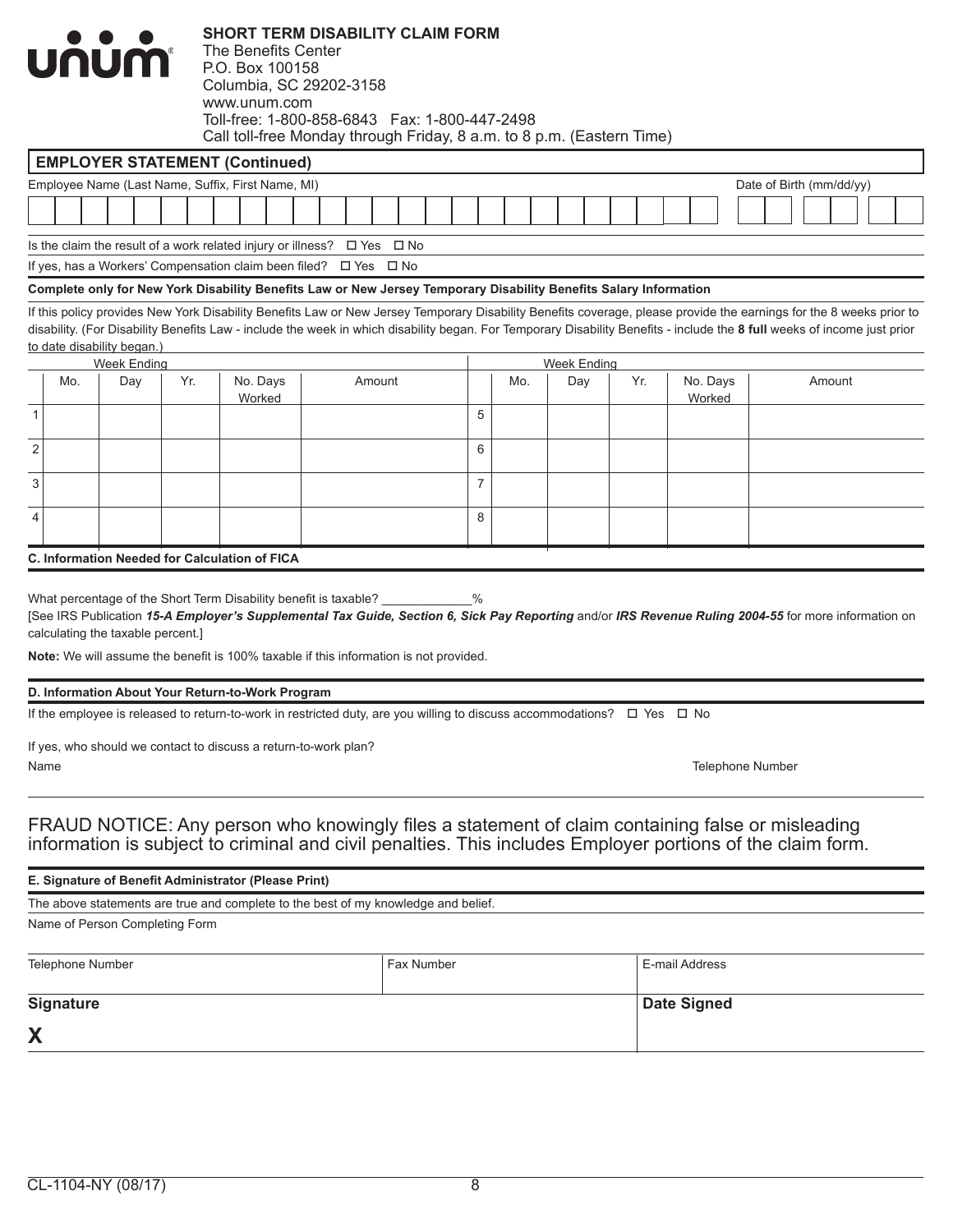**SHORT TERM DISABILITY CLAIM FORM**
The Benefits Center
P.O. Box 100158
Columbia, SC 29202-3158
www.unum.com
Toll-free: 1-800-858-6843 Fax: 1-800-447-2498
Call toll-free Monday through Friday, 8 a.m. to 8 p.m. (Eastern Time)

## EMPLOYER STATEMENT (Continued)

Employee Name (Last Name, Suffix, First Name, MI) | Date of Birth (mm/dd/yy)

Is the claim the result of a work related injury or illness? ☐ Yes ☐ No

If yes, has a Workers' Compensation claim been filed? ☐ Yes ☐ No

**Complete only for New York Disability Benefits Law or New Jersey Temporary Disability Benefits Salary Information**

If this policy provides New York Disability Benefits Law or New Jersey Temporary Disability Benefits coverage, please provide the earnings for the 8 weeks prior to disability. (For Disability Benefits Law - include the week in which disability began. For Temporary Disability Benefits - include the **8 full** weeks of income just prior to date disability began.)

| | Week Ending | | | | | | Week Ending | | | | |
|---|---|---|---|---|---|---|---|---|---|---|---|
| | Mo. | Day | Yr. | No. Days Worked | Amount | | Mo. | Day | Yr. | No. Days Worked | Amount |
| 1 | | | | | | 5 | | | | | |
| 2 | | | | | | 6 | | | | | |
| 3 | | | | | | 7 | | | | | |
| 4 | | | | | | 8 | | | | | |

**C. Information Needed for Calculation of FICA**

What percentage of the Short Term Disability benefit is taxable? _____________%

[See IRS Publication ***15-A Employer's Supplemental Tax Guide, Section 6, Sick Pay Reporting*** and/or ***IRS Revenue Ruling 2004-55*** for more information on calculating the taxable percent.]

**Note:** We will assume the benefit is 100% taxable if this information is not provided.

**D. Information About Your Return-to-Work Program**

If the employee is released to return-to-work in restricted duty, are you willing to discuss accommodations? ☐ Yes ☐ No

If yes, who should we contact to discuss a return-to-work plan?

Name | Telephone Number

FRAUD NOTICE: Any person who knowingly files a statement of claim containing false or misleading information is subject to criminal and civil penalties. This includes Employer portions of the claim form.

**E. Signature of Benefit Administrator (Please Print)**

The above statements are true and complete to the best of my knowledge and belief.

Name of Person Completing Form

| Telephone Number | Fax Number | E-mail Address |
|---|---|---|
| | | |

| **Signature** | **Date Signed** |
|---|---|
| **X** | |

CL-1104-NY (08/17)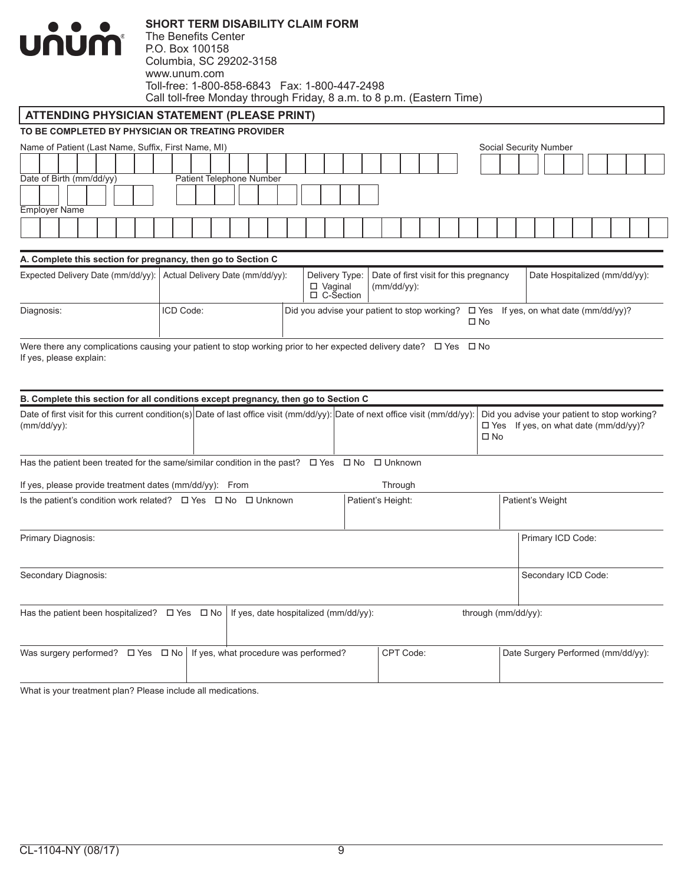unum

**SHORT TERM DISABILITY CLAIM FORM**
The Benefits Center
P.O. Box 100158
Columbia, SC 29202-3158
www.unum.com
Toll-free: 1-800-858-6843 Fax: 1-800-447-2498
Call toll-free Monday through Friday, 8 a.m. to 8 p.m. (Eastern Time)

## ATTENDING PHYSICIAN STATEMENT (PLEASE PRINT)

**TO BE COMPLETED BY PHYSICIAN OR TREATING PROVIDER**

Name of Patient (Last Name, Suffix, First Name, MI)

Social Security Number

Date of Birth (mm/dd/yy)

Patient Telephone Number

Employer Name

### A. Complete this section for pregnancy, then go to Section C

| Expected Delivery Date (mm/dd/yy): | Actual Delivery Date (mm/dd/yy): | Delivery Type: ☐ Vaginal ☐ C-Section | Date of first visit for this pregnancy (mm/dd/yy): | Date Hospitalized (mm/dd/yy): |
|---|---|---|---|---|
| | | | | |

| Diagnosis: | ICD Code: | Did you advise your patient to stop working? ☐ Yes ☐ No If yes, on what date (mm/dd/yy)? |
|---|---|---|
| | | |

Were there any complications causing your patient to stop working prior to her expected delivery date? ☐ Yes ☐ No
If yes, please explain:

### B. Complete this section for all conditions except pregnancy, then go to Section C

| Date of first visit for this current condition(s) (mm/dd/yy): | Date of last office visit (mm/dd/yy): | Date of next office visit (mm/dd/yy): | Did you advise your patient to stop working? ☐ Yes ☐ No If yes, on what date (mm/dd/yy)? |
|---|---|---|---|
| | | | |

Has the patient been treated for the same/similar condition in the past? ☐ Yes ☐ No ☐ Unknown

If yes, please provide treatment dates (mm/dd/yy): From Through

| Is the patient's condition work related? ☐ Yes ☐ No ☐ Unknown | Patient's Height: | Patient's Weight |
|---|---|---|
| | | |

| Primary Diagnosis: | Primary ICD Code: |
|---|---|
| | |

| Secondary Diagnosis: | Secondary ICD Code: |
|---|---|
| | |

| Has the patient been hospitalized? ☐ Yes ☐ No | If yes, date hospitalized (mm/dd/yy): | through (mm/dd/yy): |
|---|---|---|
| | | |

| Was surgery performed? ☐ Yes ☐ No | If yes, what procedure was performed? | CPT Code: | Date Surgery Performed (mm/dd/yy): |
|---|---|---|---|
| | | | |

What is your treatment plan? Please include all medications.

CL-1104-NY (08/17)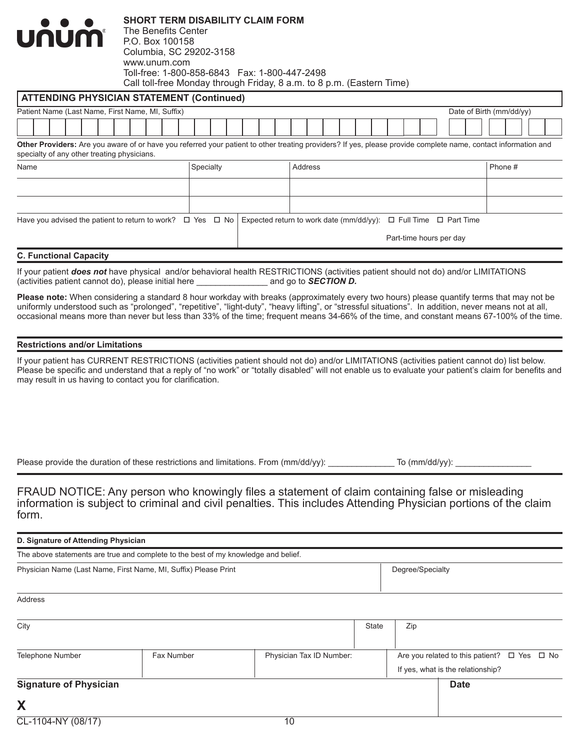**SHORT TERM DISABILITY CLAIM FORM**
The Benefits Center
P.O. Box 100158
Columbia, SC 29202-3158
www.unum.com
Toll-free: 1-800-858-6843 Fax: 1-800-447-2498
Call toll-free Monday through Friday, 8 a.m. to 8 p.m. (Eastern Time)

## ATTENDING PHYSICIAN STATEMENT (Continued)

| Patient Name (Last Name, First Name, MI, Suffix) | Date of Birth (mm/dd/yy) |
|---|---|
| | |

**Other Providers:** Are you aware of or have you referred your patient to other treating providers? If yes, please provide complete name, contact information and specialty of any other treating physicians.

| Name | Specialty | Address | Phone # |
|---|---|---|---|
| | | | |
| | | | |

| Have you advised the patient to return to work? ☐ Yes ☐ No | Expected return to work date (mm/dd/yy): ☐ Full Time ☐ Part Time |
|---|---|
| | Part-time hours per day |

### C. Functional Capacity

If your patient ***does not*** have physical and/or behavioral health RESTRICTIONS (activities patient should not do) and/or LIMITATIONS (activities patient cannot do), please initial here _______________ and go to ***SECTION D.***

**Please note:** When considering a standard 8 hour workday with breaks (approximately every two hours) please quantify terms that may not be uniformly understood such as "prolonged", "repetitive", "light-duty", "heavy lifting", or "stressful situations". In addition, never means not at all, occasional means more than never but less than 33% of the time; frequent means 34-66% of the time, and constant means 67-100% of the time.

### Restrictions and/or Limitations

If your patient has CURRENT RESTRICTIONS (activities patient should not do) and/or LIMITATIONS (activities patient cannot do) list below. Please be specific and understand that a reply of "no work" or "totally disabled" will not enable us to evaluate your patient's claim for benefits and may result in us having to contact you for clarification.

Please provide the duration of these restrictions and limitations. From (mm/dd/yy): ______________ To (mm/dd/yy): ________________

FRAUD NOTICE: Any person who knowingly files a statement of claim containing false or misleading information is subject to criminal and civil penalties. This includes Attending Physician portions of the claim form.

### D. Signature of Attending Physician

The above statements are true and complete to the best of my knowledge and belief.

| Physician Name (Last Name, First Name, MI, Suffix) Please Print | | | Degree/Specialty |
|---|---|---|---|
| Address | | | |
| City | | State | Zip |
| Telephone Number | Fax Number | Physician Tax ID Number: | Are you related to this patient? ☐ Yes ☐ No<br>If yes, what is the relationship? |

| Signature of Physician | Date |
|---|---|
| X | |

CL-1104-NY (08/17)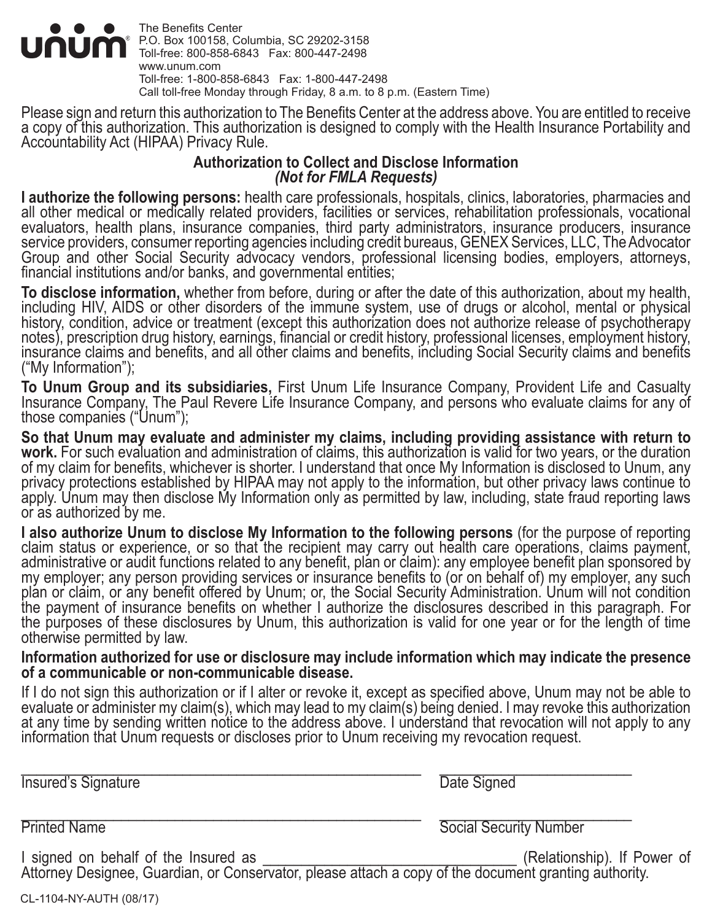**unum**

The Benefits Center
P.O. Box 100158, Columbia, SC 29202-3158
Toll-free: 800-858-6843 Fax: 800-447-2498
www.unum.com
Toll-free: 1-800-858-6843 Fax: 1-800-447-2498
Call toll-free Monday through Friday, 8 a.m. to 8 p.m. (Eastern Time)

Please sign and return this authorization to The Benefits Center at the address above. You are entitled to receive a copy of this authorization. This authorization is designed to comply with the Health Insurance Portability and Accountability Act (HIPAA) Privacy Rule.

## Authorization to Collect and Disclose Information
### *(Not for FMLA Requests)*

**I authorize the following persons:** health care professionals, hospitals, clinics, laboratories, pharmacies and all other medical or medically related providers, facilities or services, rehabilitation professionals, vocational evaluators, health plans, insurance companies, third party administrators, insurance producers, insurance service providers, consumer reporting agencies including credit bureaus, GENEX Services, LLC, The Advocator Group and other Social Security advocacy vendors, professional licensing bodies, employers, attorneys, financial institutions and/or banks, and governmental entities;

**To disclose information,** whether from before, during or after the date of this authorization, about my health, including HIV, AIDS or other disorders of the immune system, use of drugs or alcohol, mental or physical history, condition, advice or treatment (except this authorization does not authorize release of psychotherapy notes), prescription drug history, earnings, financial or credit history, professional licenses, employment history, insurance claims and benefits, and all other claims and benefits, including Social Security claims and benefits ("My Information");

**To Unum Group and its subsidiaries,** First Unum Life Insurance Company, Provident Life and Casualty Insurance Company, The Paul Revere Life Insurance Company, and persons who evaluate claims for any of those companies ("Unum");

**So that Unum may evaluate and administer my claims, including providing assistance with return to work.** For such evaluation and administration of claims, this authorization is valid for two years, or the duration of my claim for benefits, whichever is shorter. I understand that once My Information is disclosed to Unum, any privacy protections established by HIPAA may not apply to the information, but other privacy laws continue to apply. Unum may then disclose My Information only as permitted by law, including, state fraud reporting laws or as authorized by me.

**I also authorize Unum to disclose My Information to the following persons** (for the purpose of reporting claim status or experience, or so that the recipient may carry out health care operations, claims payment, administrative or audit functions related to any benefit, plan or claim): any employee benefit plan sponsored by my employer; any person providing services or insurance benefits to (or on behalf of) my employer, any such plan or claim, or any benefit offered by Unum; or, the Social Security Administration. Unum will not condition the payment of insurance benefits on whether I authorize the disclosures described in this paragraph. For the purposes of these disclosures by Unum, this authorization is valid for one year or for the length of time otherwise permitted by law.

**Information authorized for use or disclosure may include information which may indicate the presence of a communicable or non-communicable disease.**

If I do not sign this authorization or if I alter or revoke it, except as specified above, Unum may not be able to evaluate or administer my claim(s), which may lead to my claim(s) being denied. I may revoke this authorization at any time by sending written notice to the address above. I understand that revocation will not apply to any information that Unum requests or discloses prior to Unum receiving my revocation request.

_______________________________________________ _________________________
Insured's Signature Date Signed

_______________________________________________ _________________________
Printed Name Social Security Number

I signed on behalf of the Insured as ________________________________ (Relationship). If Power of Attorney Designee, Guardian, or Conservator, please attach a copy of the document granting authority.

CL-1104-NY-AUTH (08/17)